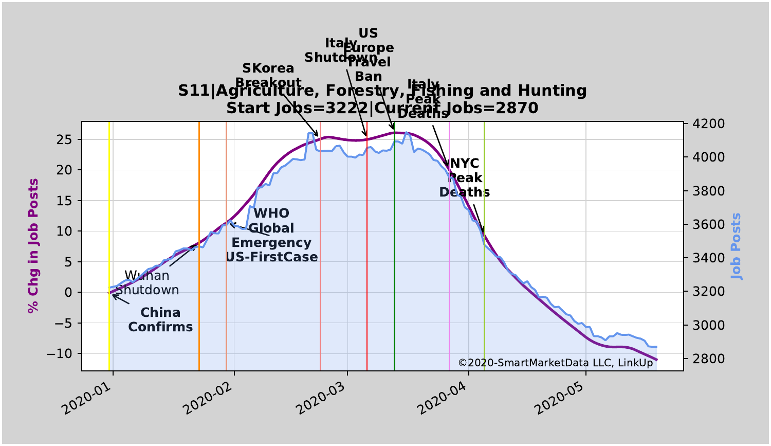**S11|Agriculture, Forestry, Fishing and Hunting**
**Start Jobs=3222|Current Jobs=2870**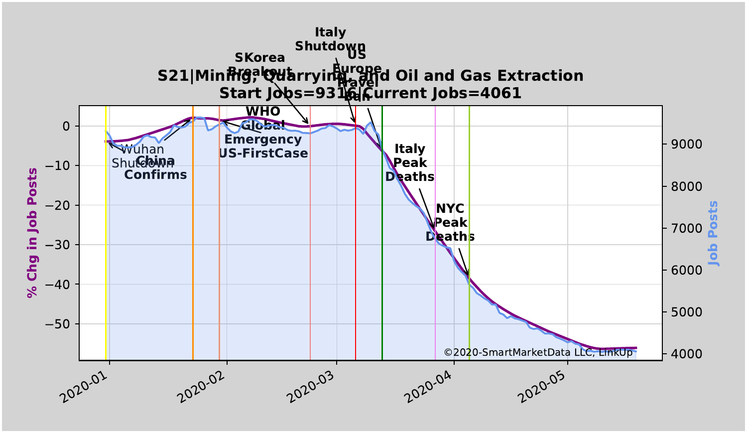## S21|Mining, Quarrying, and Oil and Gas Extraction

**Start Jobs=9316|Current Jobs=4061**

©2020-SmartMarketData LLC, LinkUp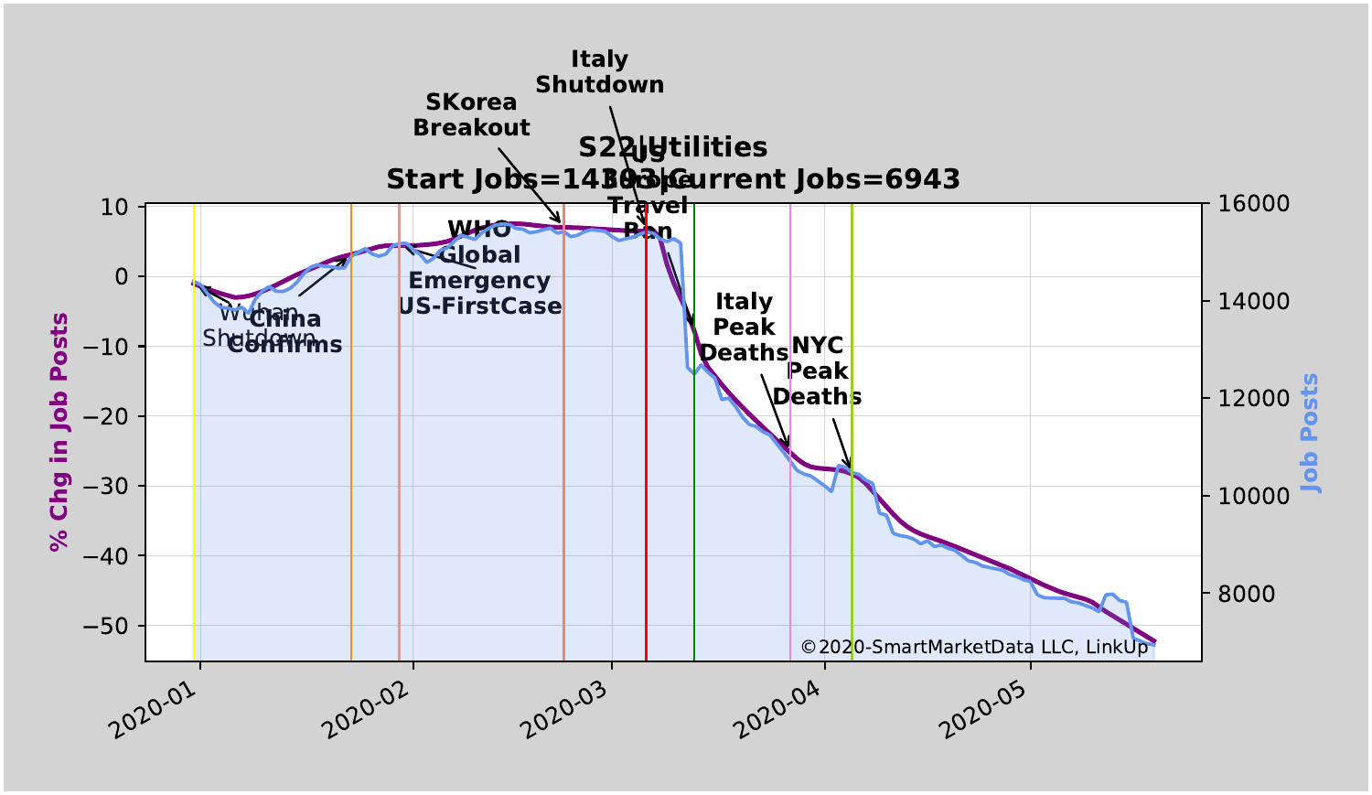## S22|Utilities

### Start Jobs=14303|Current Jobs=6943

- Wuhan Shutdown
- China Confirms
- WHO Global Emergency
- US-FirstCase
- SKorea Breakout
- Italy Shutdown
- US Travel Ban
- Italy Peak Deaths
- NYC Peak Deaths

% Chg in Job Posts | Job Posts

2020-01 | 2020-02 | 2020-03 | 2020-04 | 2020-05

©2020-SmartMarketData LLC, LinkUp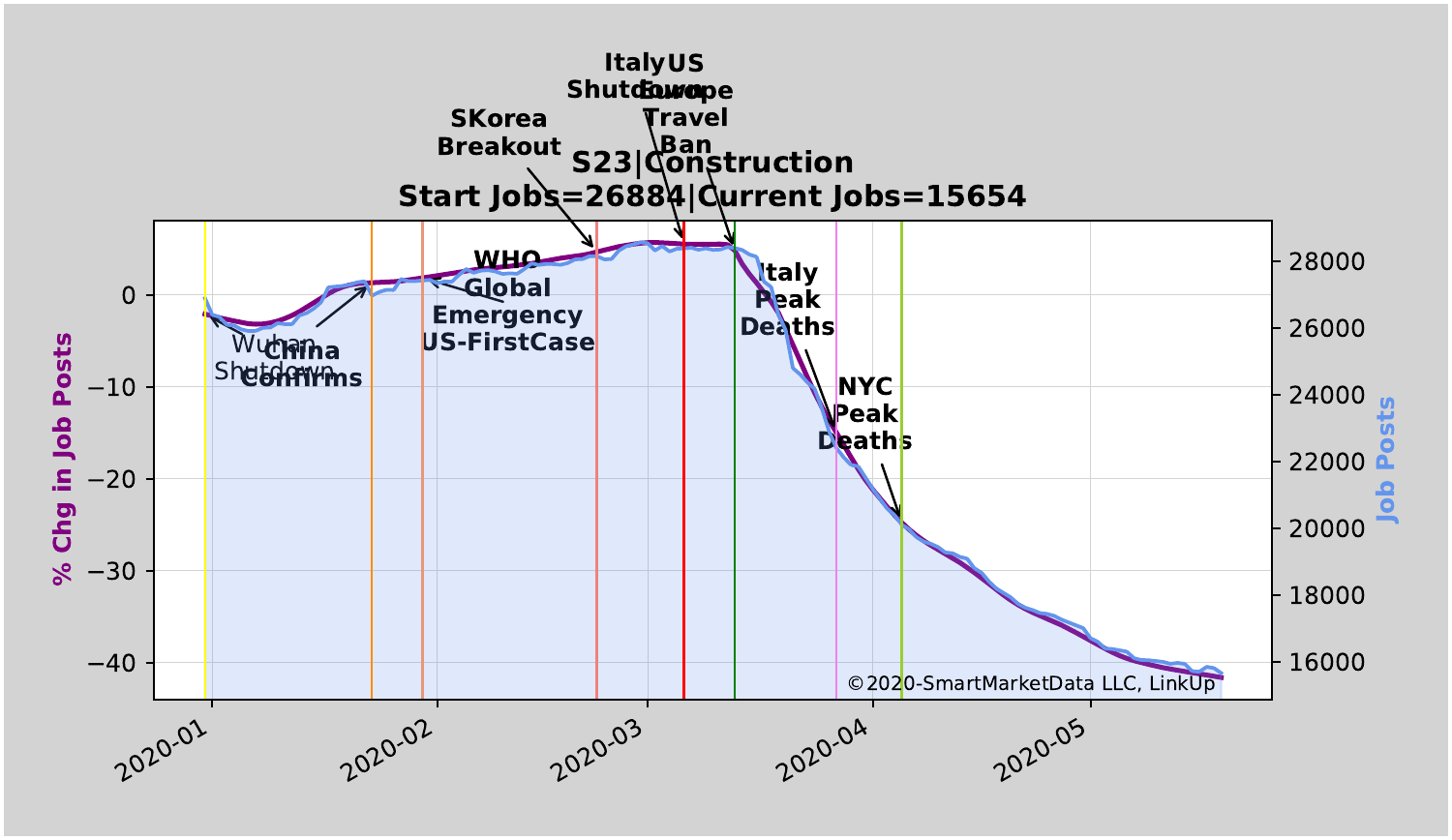**S23|Construction**

**Start Jobs=26884|Current Jobs=15654**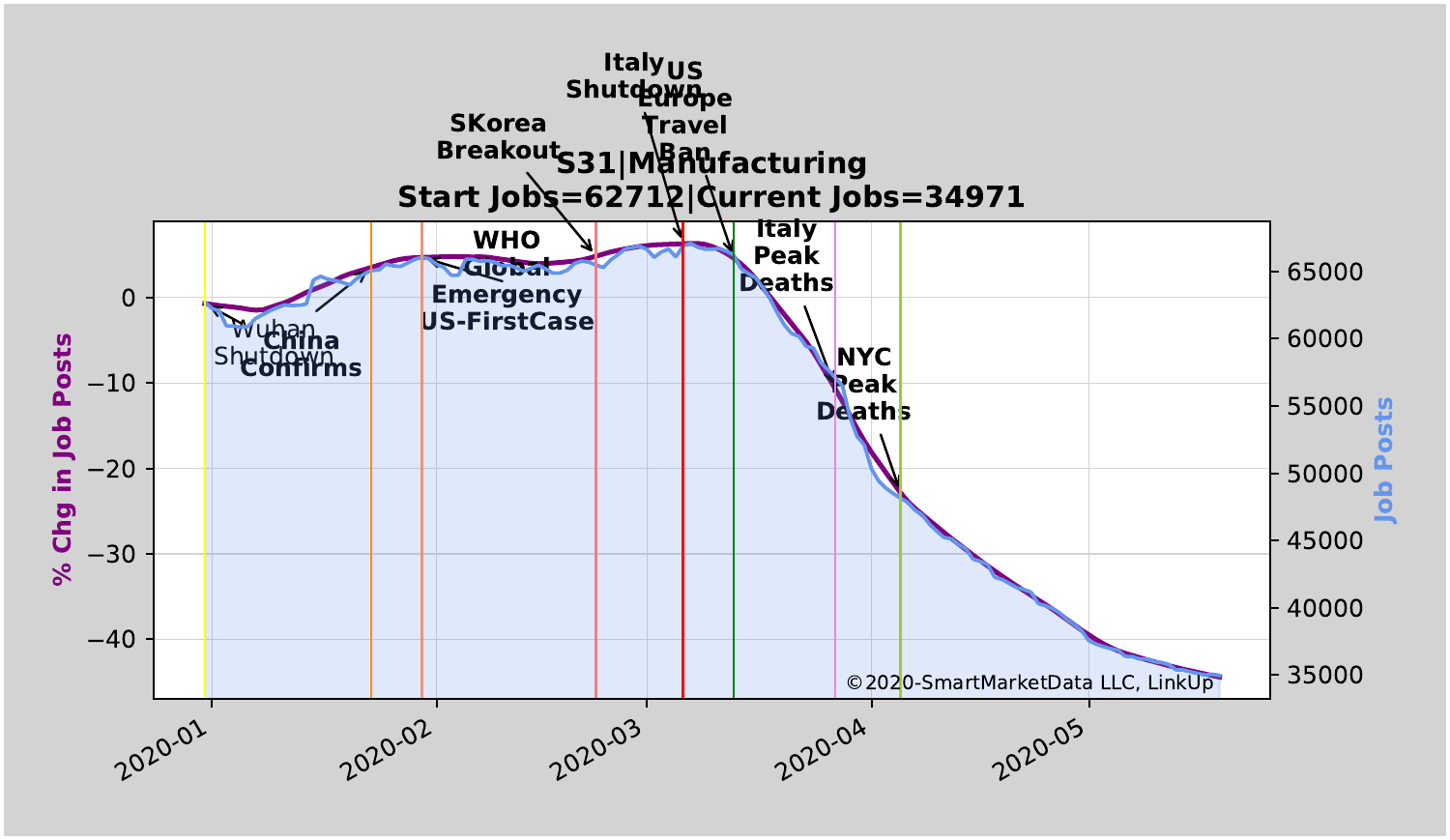S31|Manufacturing
Start Jobs=62712|Current Jobs=34971

Wuhan Shutdown

China Confirms

WHO Global Emergency US-FirstCase

SKorea Breakout

Italy Shutdown

US Europe Travel Ban

Italy Peak Deaths

NYC Peak Deaths

% Chg in Job Posts

Job Posts

©2020-SmartMarketData LLC, LinkUp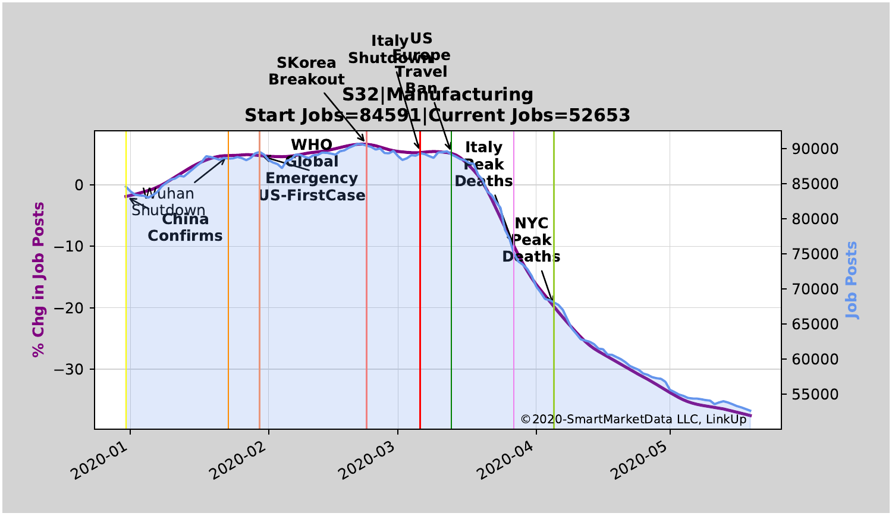**S32|Manufacturing**

**Start Jobs=84591|Current Jobs=52653**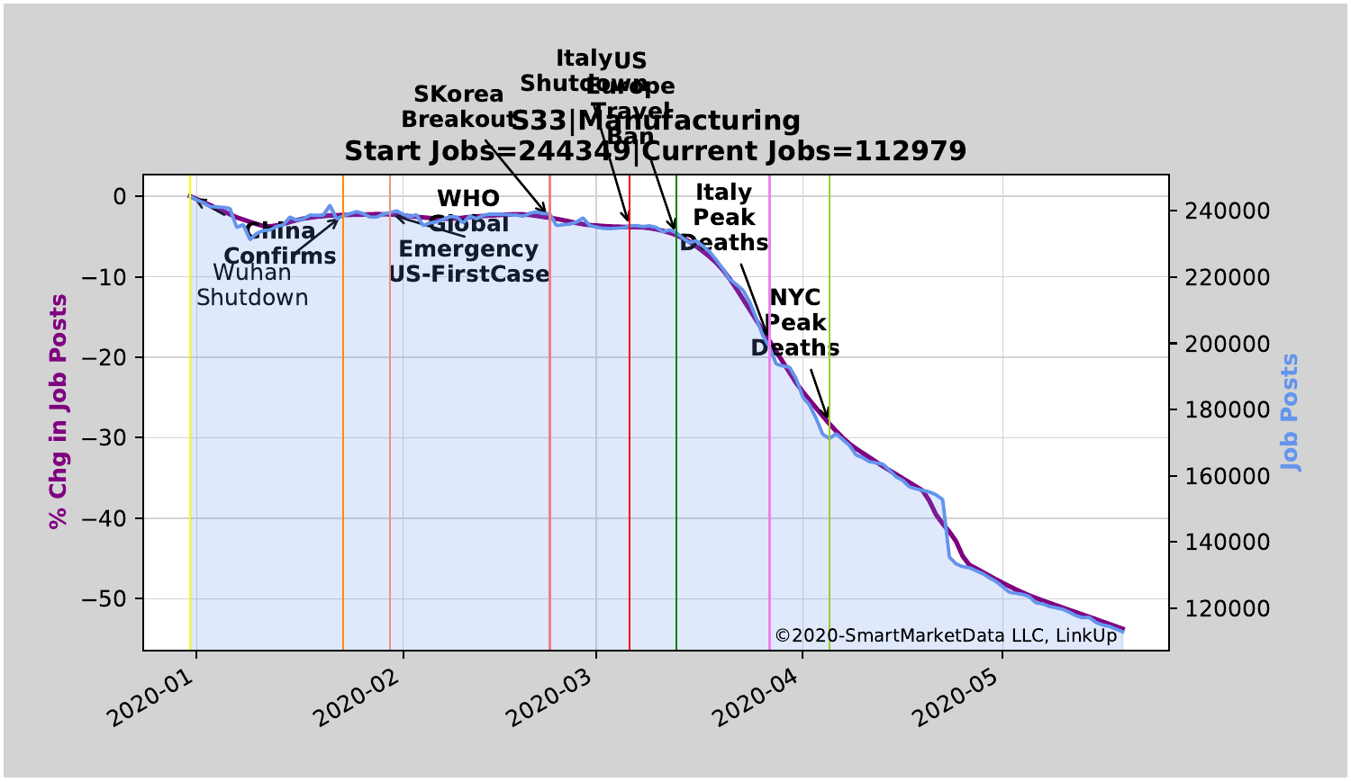**S33|Manufacturing**

**Start Jobs=244349|Current Jobs=112979**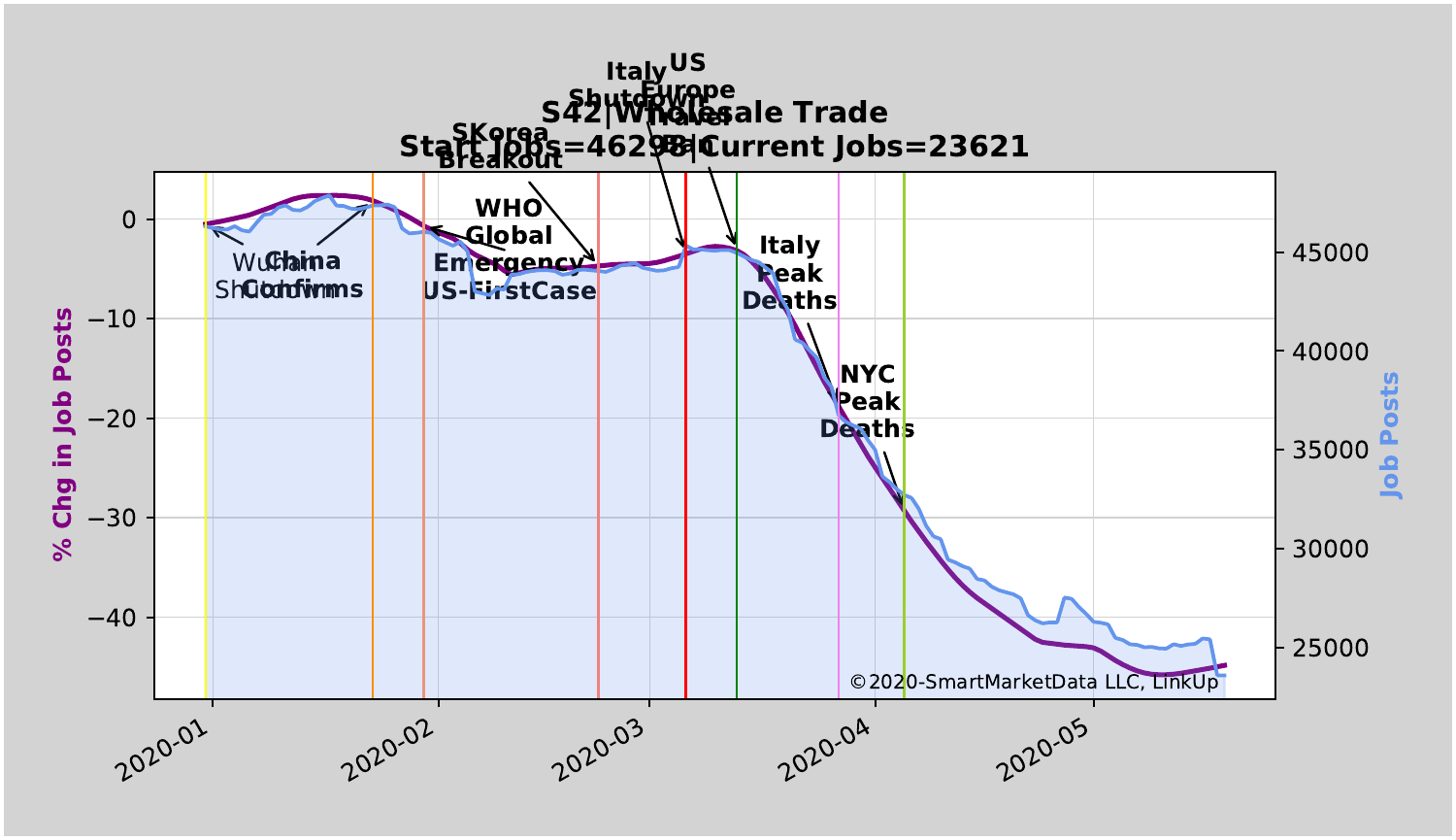## S42|Wholesale Trade
## Start Jobs=46298|Current Jobs=23621

©2020-SmartMarketData LLC, LinkUp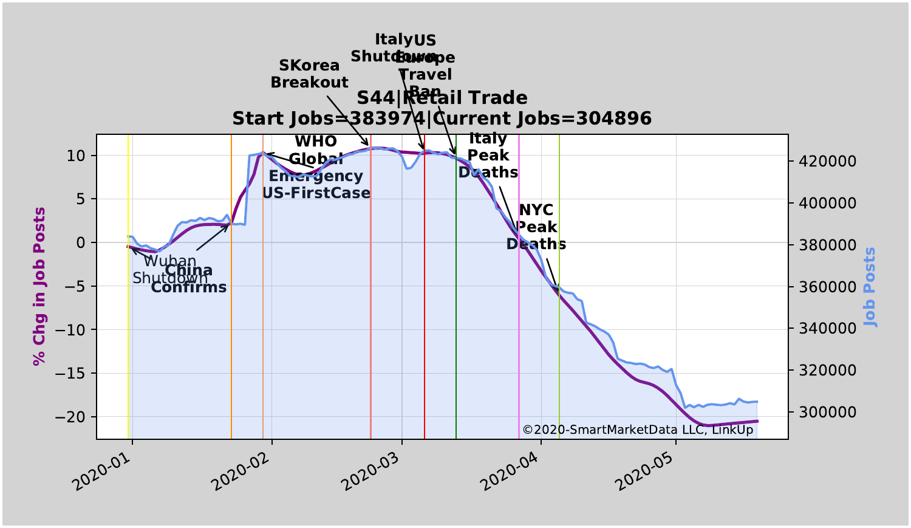# S44|Retail Trade

**Start Jobs=383974|Current Jobs=304896**

©2020-SmartMarketData LLC, LinkUp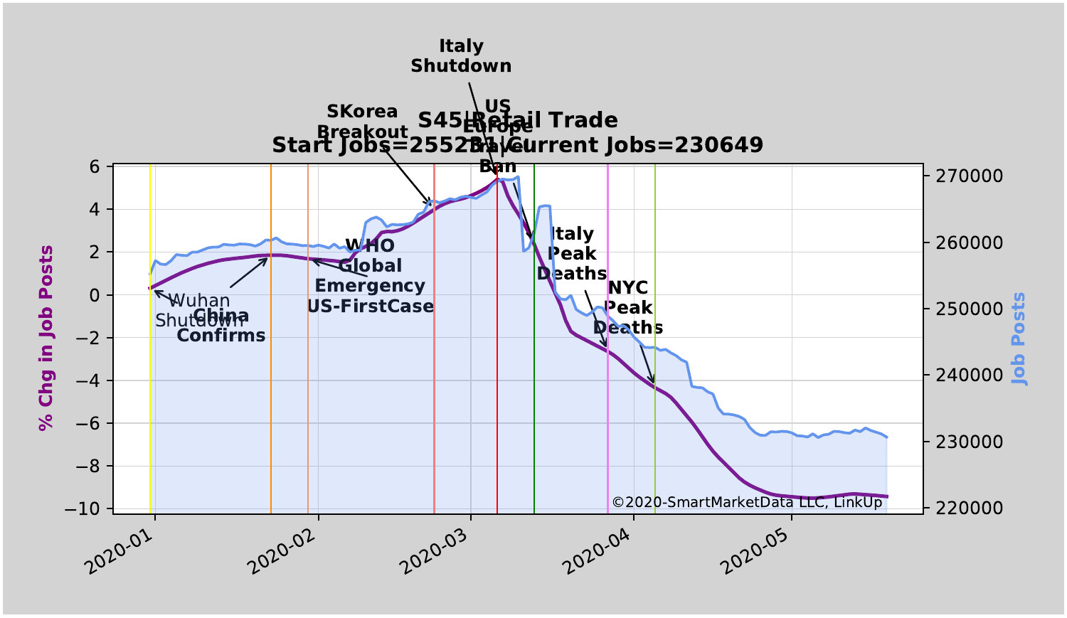**S45|Retail Trade**
**Start Jobs=255231|Current Jobs=230649**

% Chg in Job Posts | Job Posts

Annotations: Wuhan Shutdown; China Confirms; WHO Global Emergency US-FirstCase; SKorea Breakout; Italy Shutdown; US Europe Travel Ban; Italy Peak Deaths; NYC Peak Deaths

©2020-SmartMarketData LLC, LinkUp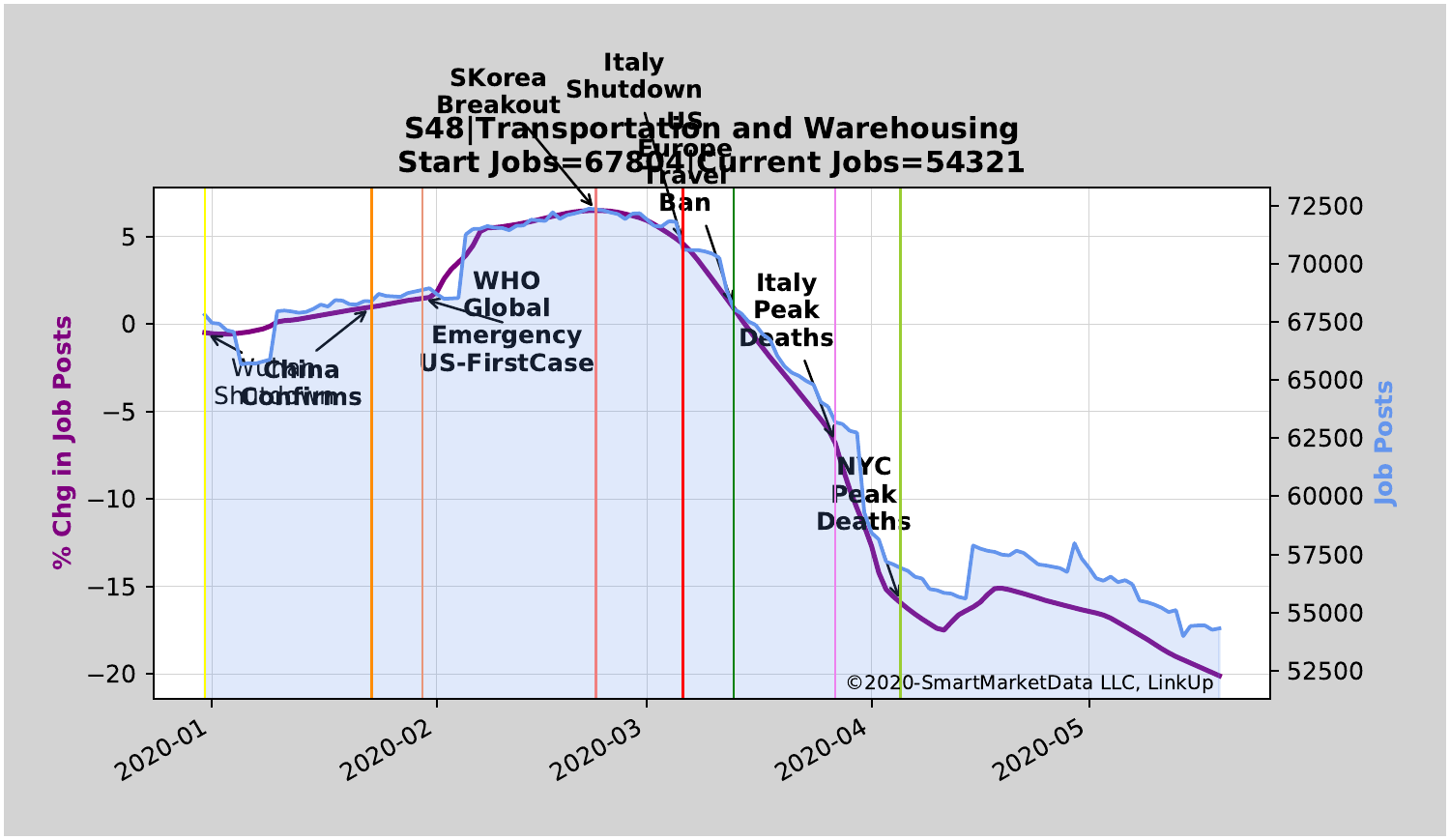# S48|Transportation and Warehousing

**Start Jobs=67804|Current Jobs=54321**

- Wuhan Shutdown
- China Confirms
- WHO Global Emergency
- US-FirstCase
- SKorea Breakout
- Italy Shutdown
- US Europe Travel Ban
- Italy Peak Deaths
- NYC Peak Deaths

% Chg in Job Posts: 5, 0, −5, −10, −15, −20

Job Posts: 72500, 70000, 67500, 65000, 62500, 60000, 57500, 55000, 52500

2020-01, 2020-02, 2020-03, 2020-04, 2020-05

©2020-SmartMarketData LLC, LinkUp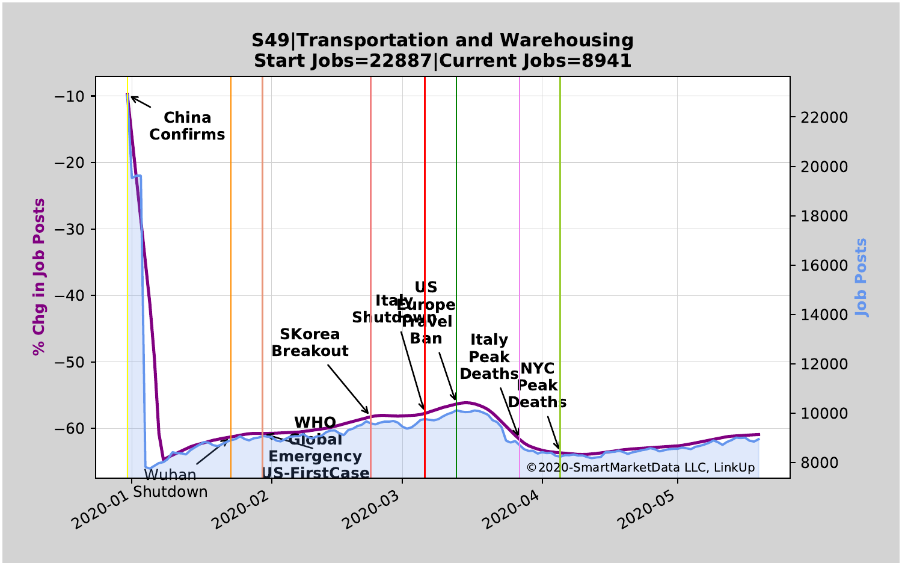**S49|Transportation and Warehousing**
**Start Jobs=22887|Current Jobs=8941**

% Chg in Job Posts

Job Posts

China Confirms

Wuhan Shutdown

WHO Global Emergency

US-FirstCase

SKorea Breakout

Italy Shutdown

US Europe Travel Ban

Italy Peak Deaths

NYC Peak Deaths

2020-01 2020-02 2020-03 2020-04 2020-05

©2020-SmartMarketData LLC, LinkUp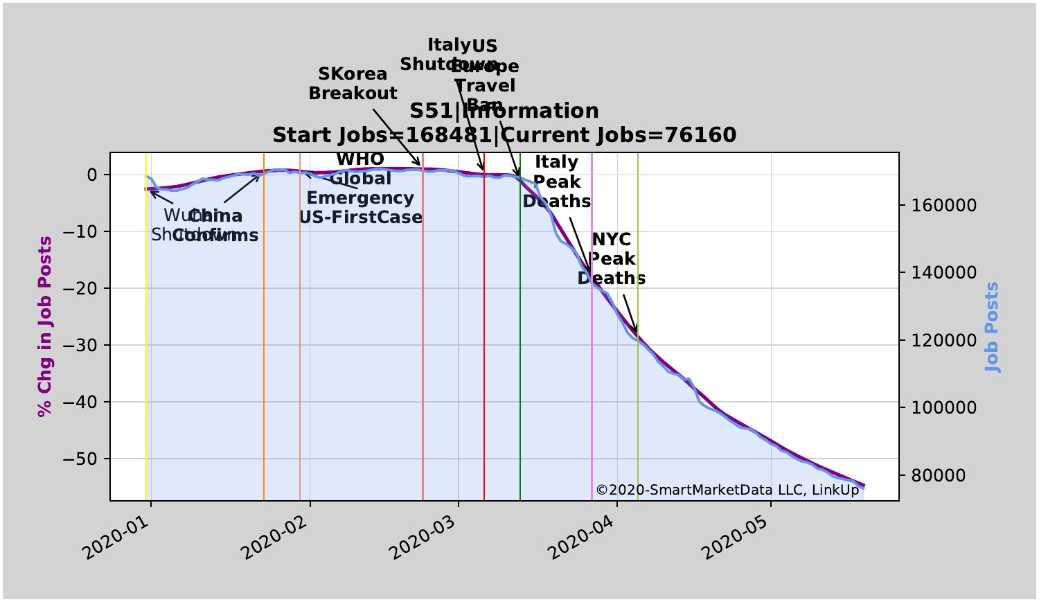## S51|Information

**Start Jobs=168481|Current Jobs=76160**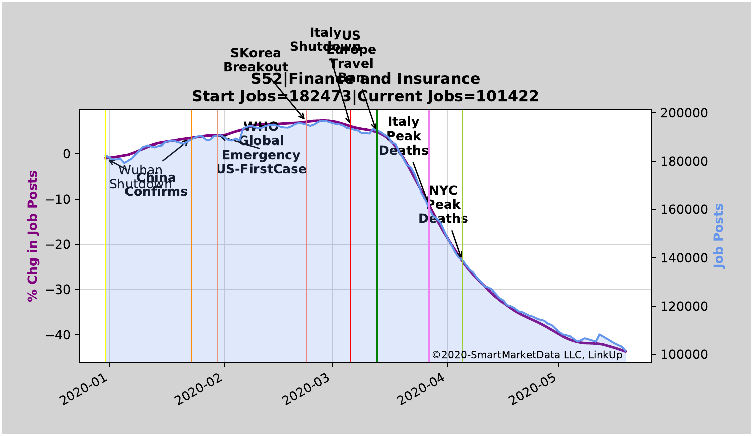**S52|Finance and Insurance**

**Start Jobs=182473|Current Jobs=101422**

% Chg in Job Posts

Job Posts

Wuhan Shutdown

China Confirms

WHO Global Emergency US-FirstCase

SKorea Breakout

Italy Shutdown

US Europe Travel Ban

Italy Peak Deaths

NYC Peak Deaths

2020-01, 2020-02, 2020-03, 2020-04, 2020-05

©2020-SmartMarketData LLC, LinkUp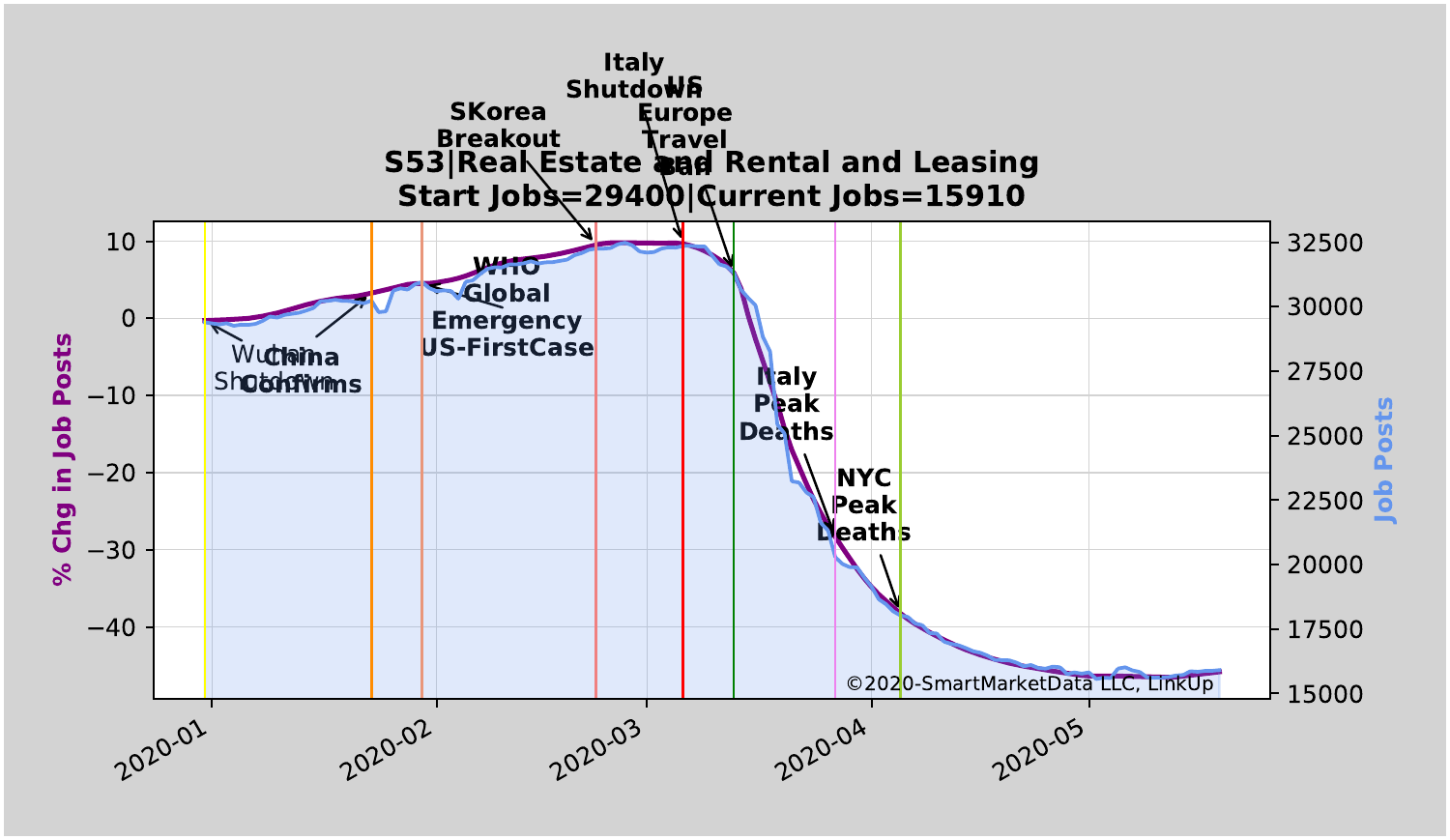## S53|Real Estate and Rental and Leasing
## Start Jobs=29400|Current Jobs=15910

Annotations: Wuhan Shutdown; China Confirms; WHO Global Emergency US-FirstCase; SKorea Breakout; Italy Shutdown; US Europe Travel Ban; Italy Peak Deaths; NYC Peak Deaths

Left axis: % Chg in Job Posts (10, 0, −10, −20, −30, −40)

Right axis: Job Posts (32500, 30000, 27500, 25000, 22500, 20000, 17500, 15000)

X-axis: 2020-01, 2020-02, 2020-03, 2020-04, 2020-05

©2020-SmartMarketData LLC, LinkUp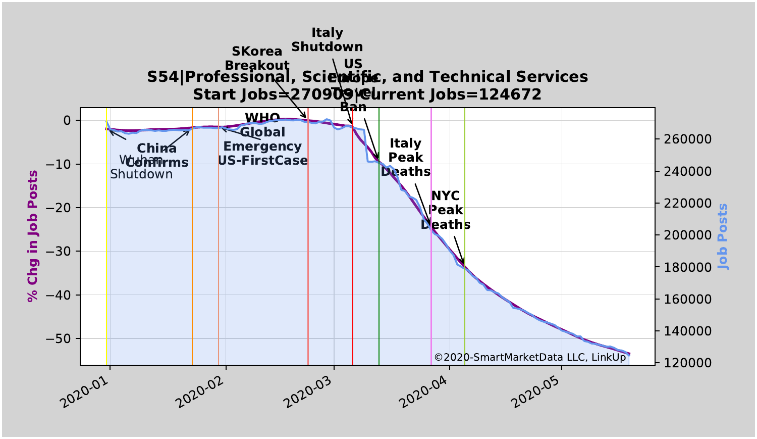**S54|Professional, Scientific, and Technical Services**

**Start Jobs=270909|Current Jobs=124672**

% Chg in Job Posts

Job Posts

Wuhan Shutdown

China Confirms

WHO Global Emergency US-FirstCase

SKorea Breakout

Italy Shutdown

US Europe Travel Ban

Italy Peak Deaths

NYC Peak Deaths

©2020-SmartMarketData LLC, LinkUp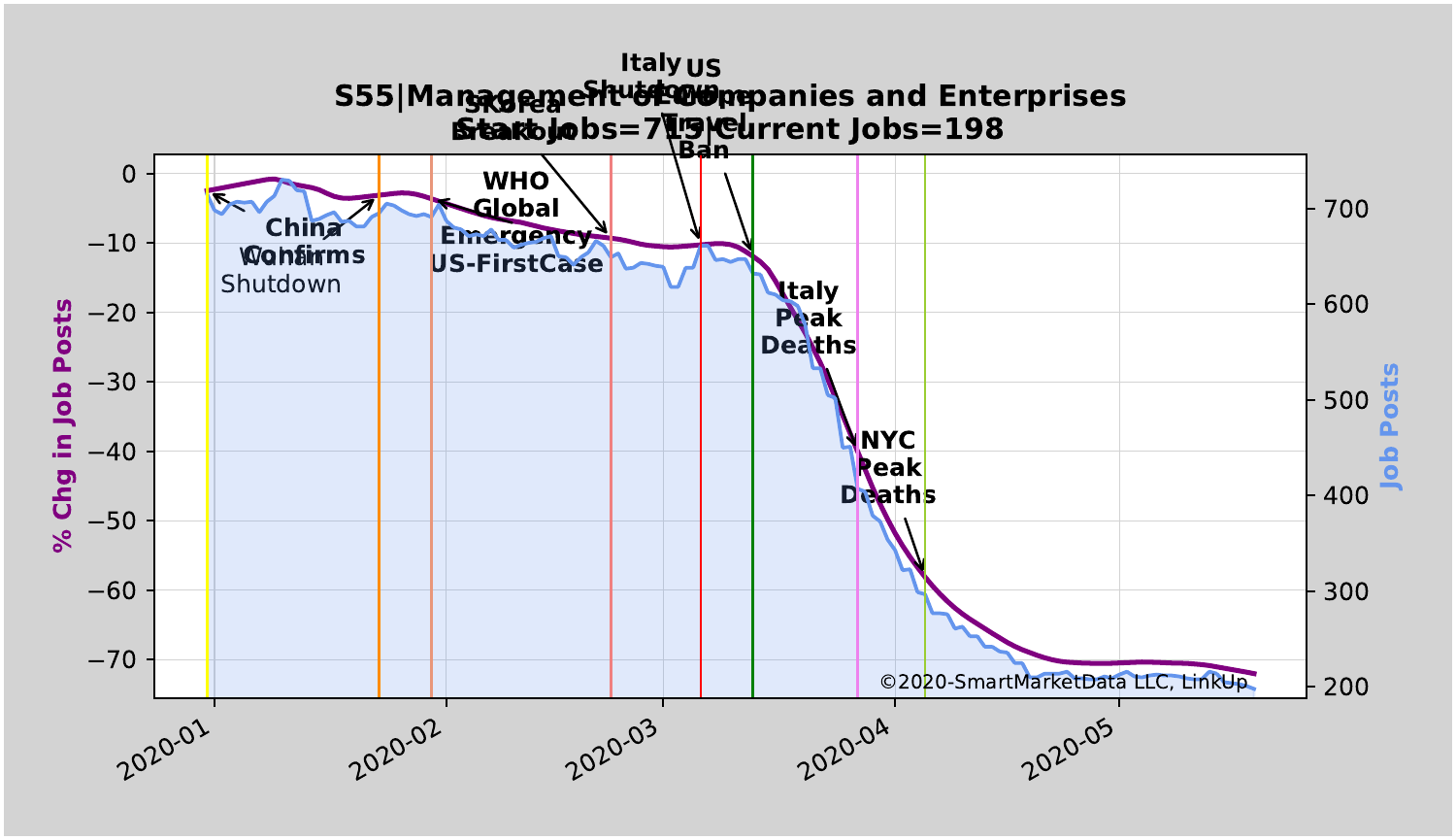**S55|Management of Companies and Enterprises**
**Start Jobs=715|Current Jobs=198**

Left axis: % Chg in Job Posts (0 to −70). Right axis: Job Posts (200 to 700). Dates: 2020-01, 2020-02, 2020-03, 2020-04, 2020-05.

Event markers: Wuhan Shutdown; China Confirms; WHO Global Emergency; US-FirstCase; SKorea Breakout; Italy Shutdown; US Travel Ban; Italy Peak Deaths; NYC Peak Deaths

©2020-SmartMarketData LLC, LinkUp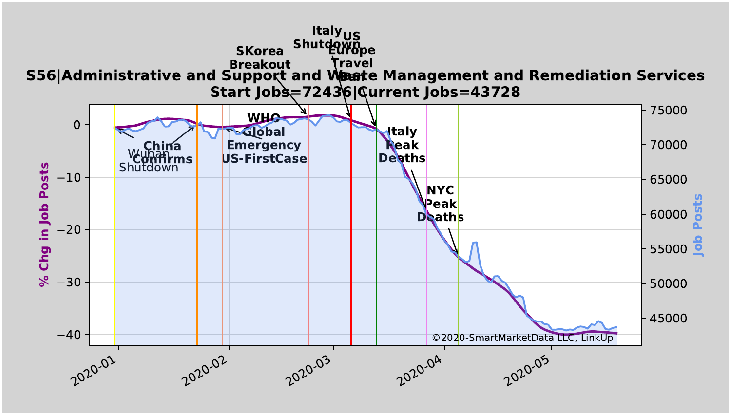**S56|Administrative and Support and Waste Management and Remediation Services**
**Start Jobs=72436|Current Jobs=43728**

Annotations: Wuhan Shutdown; China Confirms; WHO Global Emergency US-FirstCase; SKorea Breakout; Italy Shutdown; US Europe Travel Ban; Italy Peak Deaths; NYC Peak Deaths

Left axis: % Chg in Job Posts (0, −10, −20, −30, −40)

Right axis: Job Posts (75000, 70000, 65000, 60000, 55000, 50000, 45000)

X-axis: 2020-01, 2020-02, 2020-03, 2020-04, 2020-05

©2020-SmartMarketData LLC, LinkUp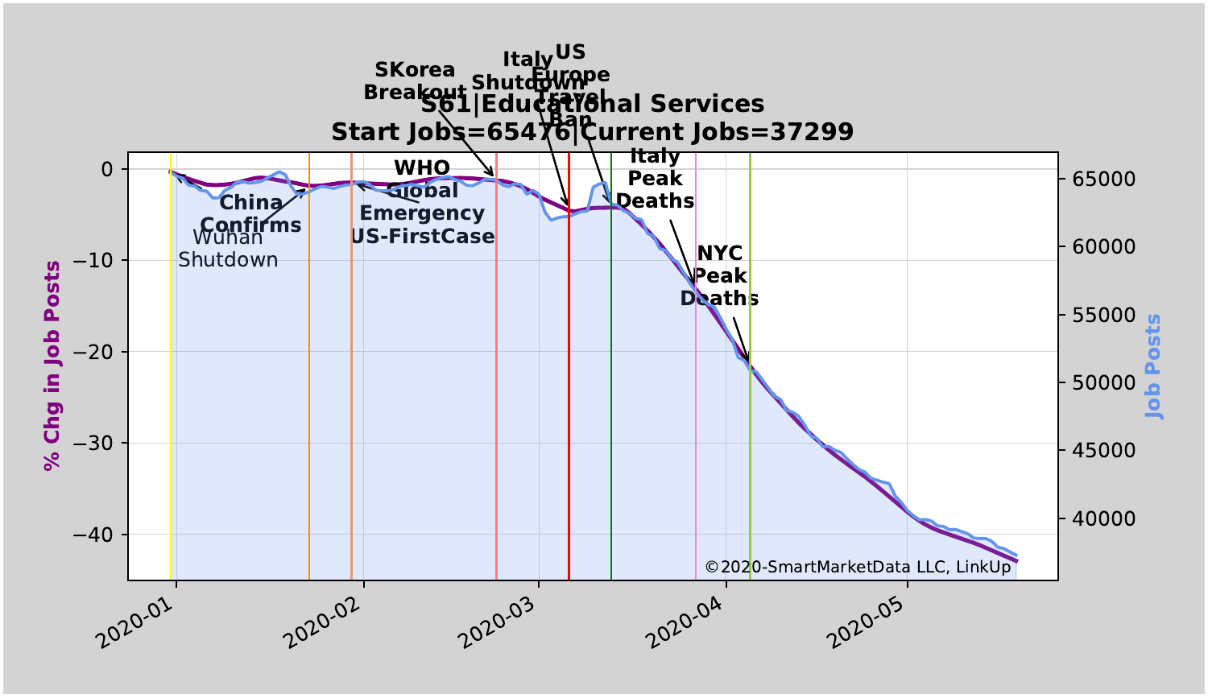## S61|Educational Services

**Start Jobs=65476|Current Jobs=37299**

% Chg in Job Posts | Job Posts

China Confirms · Wuhan Shutdown · WHO Global Emergency US-FirstCase · SKorea Breakout · Italy Shutdown · US Europe Travel Ban · Italy Peak Deaths · NYC Peak Deaths

©2020-SmartMarketData LLC, LinkUp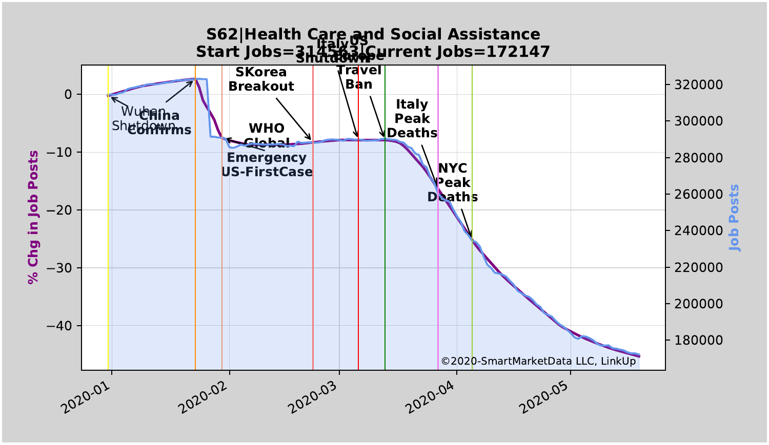## S62|Health Care and Social Assistance
## Start Jobs=314563|Current Jobs=172147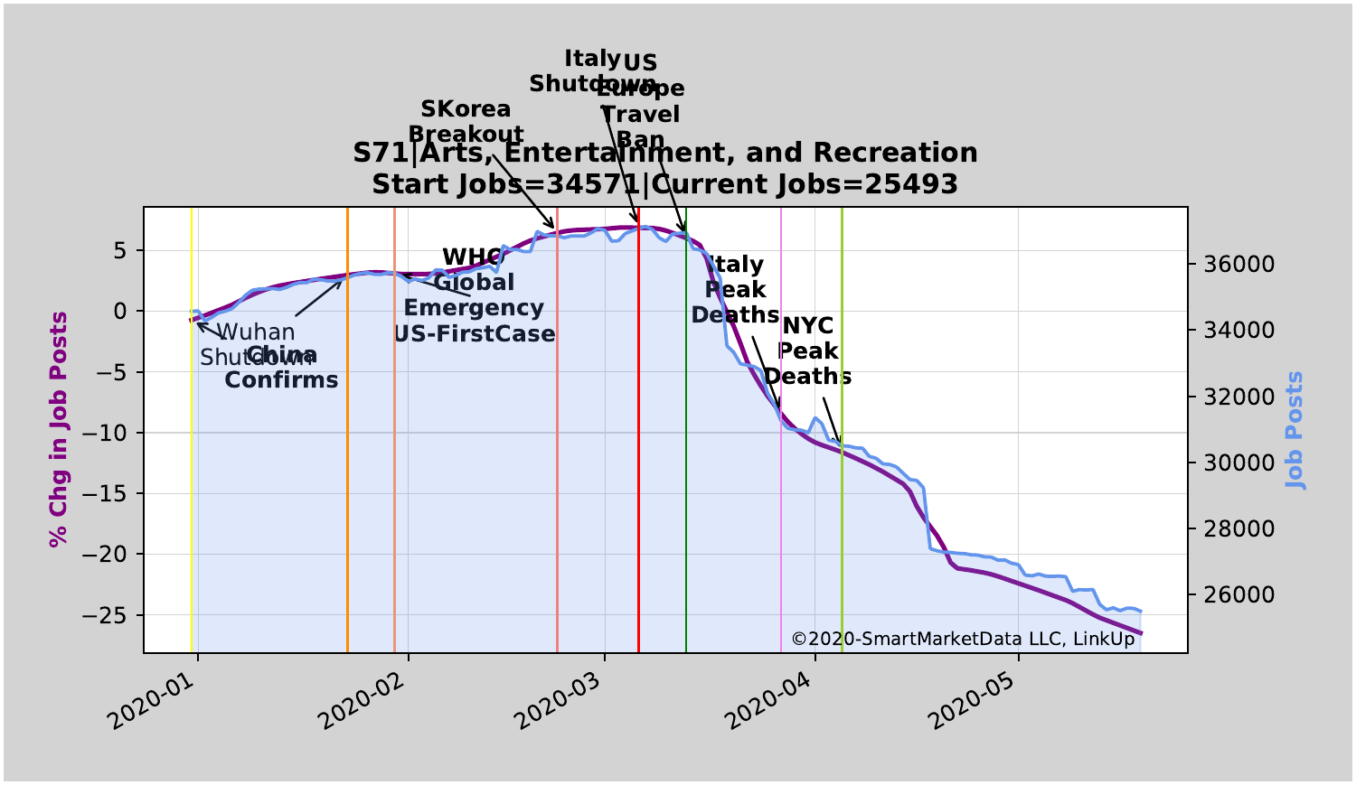# S71|Arts, Entertainment, and Recreation

**Start Jobs=34571|Current Jobs=25493**

Annotations: Wuhan Shutdown; China Confirms; WHO Global Emergency US-FirstCase; SKorea Breakout; Italy Shutdown; US Europe Travel Ban; Italy Peak Deaths; NYC Peak Deaths

Left axis: % Chg in Job Posts (−25 to 5)

Right axis: Job Posts (26000 to 36000)

X axis: 2020-01, 2020-02, 2020-03, 2020-04, 2020-05

©2020-SmartMarketData LLC, LinkUp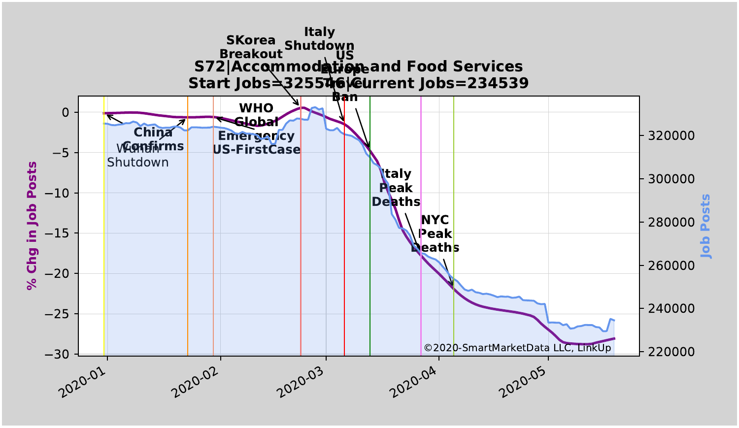**S72|Accommodation and Food Services**
**Start Jobs=325546|Current Jobs=234539**

% Chg in Job Posts

Job Posts

Wuhan Shutdown

China Confirms

WHO Global Emergency

US-FirstCase

SKorea Breakout

Italy Shutdown

US Europe Ban

Italy Peak Deaths

NYC Peak Deaths

©2020-SmartMarketData LLC, LinkUp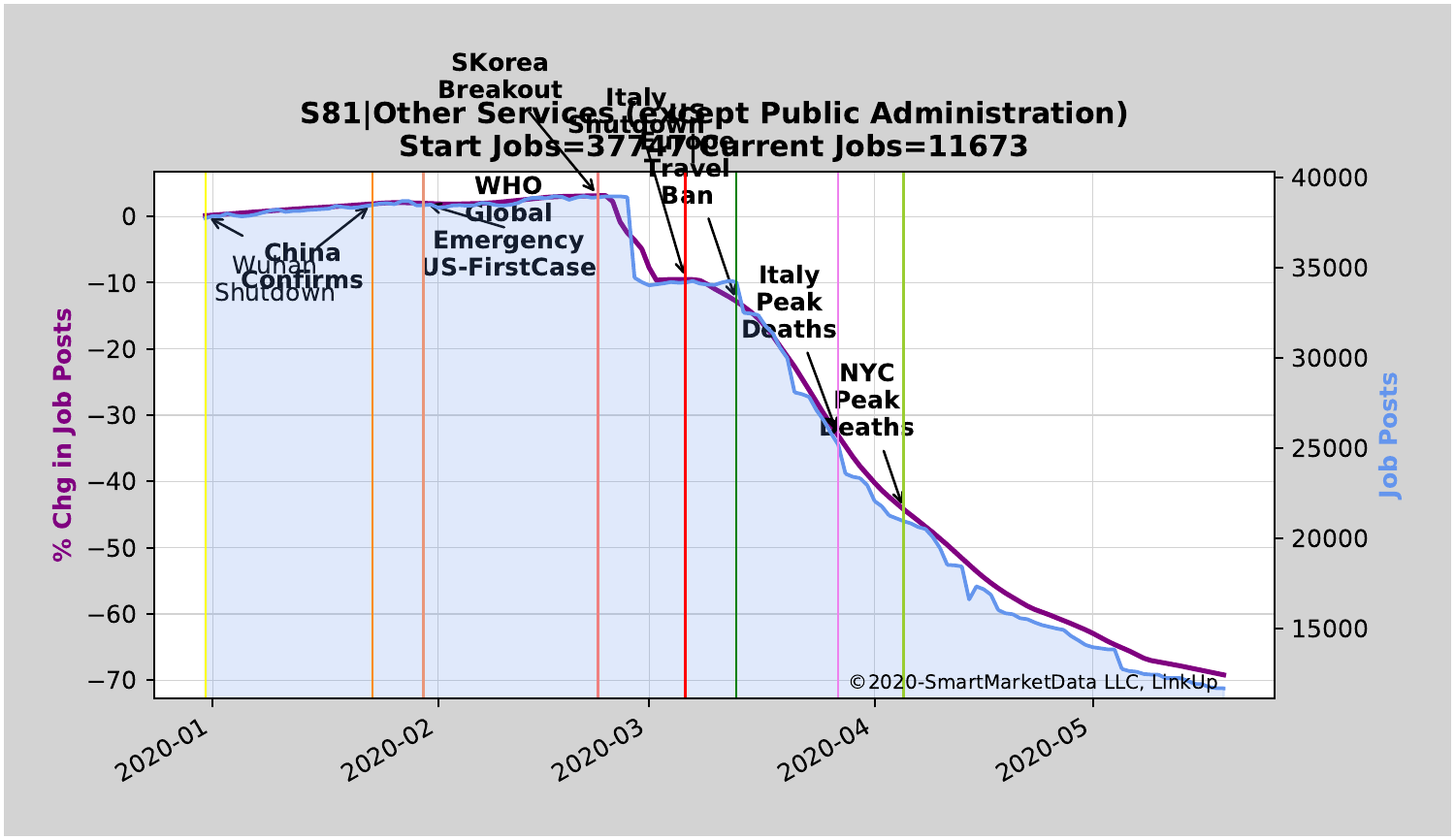# S81|Other Services (except Public Administration)

## Start Jobs=37747|Current Jobs=11673

% Chg in Job Posts

Job Posts

Wuhan Shutdown

China Confirms

WHO Global Emergency

US-FirstCase

SKorea Breakout

Italy Shutdown

Europe Travel Ban

Italy Peak Deaths

NYC Peak Deaths

©2020-SmartMarketData LLC, LinkUp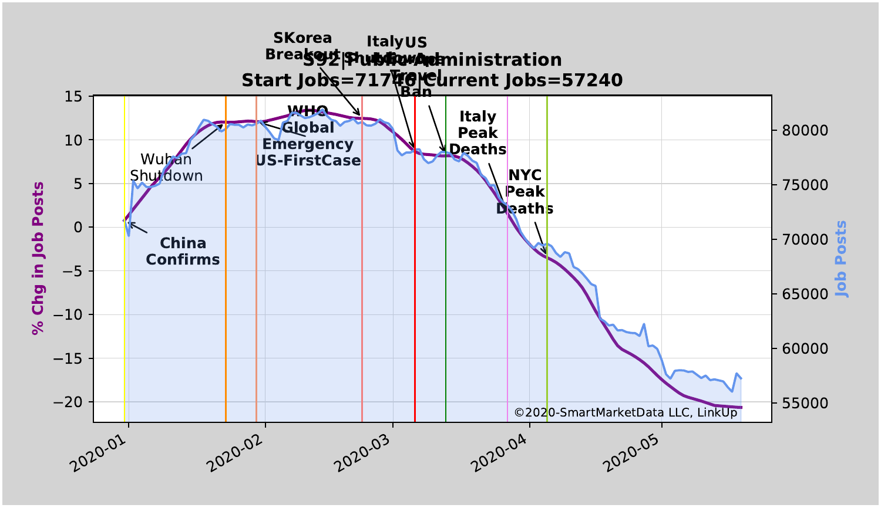S92|Public Administration
Start Jobs=71746 Current Jobs=57240

% Chg in Job Posts

Job Posts

SKorea Breakout

Italy Shutdown

US Travel Ban

WHO Global Emergency

US-FirstCase

Wuhan Shutdown

China Confirms

Italy Peak Deaths

NYC Peak Deaths

15
10
5
0
−5
−10
−15
−20

80000
75000
70000
65000
60000
55000

2020-01
2020-02
2020-03
2020-04
2020-05

©2020-SmartMarketData LLC, LinkUp